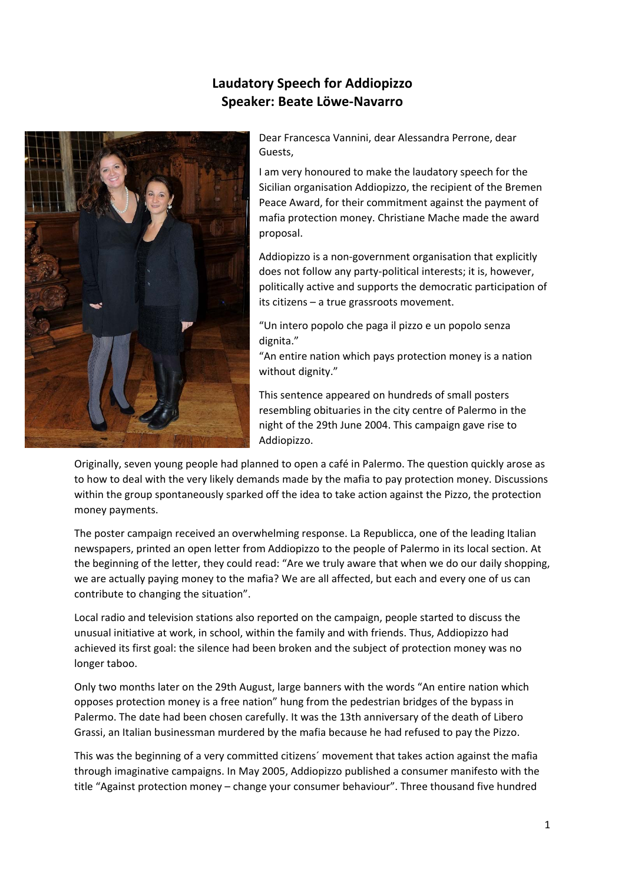# Laudatory Speech for Addiopizzo
## Speaker: Beate Löwe-Navarro

Dear Francesca Vannini, dear Alessandra Perrone, dear Guests,

I am very honoured to make the laudatory speech for the Sicilian organisation Addiopizzo, the recipient of the Bremen Peace Award, for their commitment against the payment of mafia protection money. Christiane Mache made the award proposal.

Addiopizzo is a non-government organisation that explicitly does not follow any party-political interests; it is, however, politically active and supports the democratic participation of its citizens – a true grassroots movement.

"Un intero popolo che paga il pizzo e un popolo senza dignita."
"An entire nation which pays protection money is a nation without dignity."

This sentence appeared on hundreds of small posters resembling obituaries in the city centre of Palermo in the night of the 29th June 2004. This campaign gave rise to Addiopizzo.

Originally, seven young people had planned to open a café in Palermo. The question quickly arose as to how to deal with the very likely demands made by the mafia to pay protection money. Discussions within the group spontaneously sparked off the idea to take action against the Pizzo, the protection money payments.

The poster campaign received an overwhelming response. La Republicca, one of the leading Italian newspapers, printed an open letter from Addiopizzo to the people of Palermo in its local section. At the beginning of the letter, they could read: "Are we truly aware that when we do our daily shopping, we are actually paying money to the mafia? We are all affected, but each and every one of us can contribute to changing the situation".

Local radio and television stations also reported on the campaign, people started to discuss the unusual initiative at work, in school, within the family and with friends. Thus, Addiopizzo had achieved its first goal: the silence had been broken and the subject of protection money was no longer taboo.

Only two months later on the 29th August, large banners with the words "An entire nation which opposes protection money is a free nation" hung from the pedestrian bridges of the bypass in Palermo. The date had been chosen carefully. It was the 13th anniversary of the death of Libero Grassi, an Italian businessman murdered by the mafia because he had refused to pay the Pizzo.

This was the beginning of a very committed citizens´ movement that takes action against the mafia through imaginative campaigns. In May 2005, Addiopizzo published a consumer manifesto with the title "Against protection money – change your consumer behaviour". Three thousand five hundred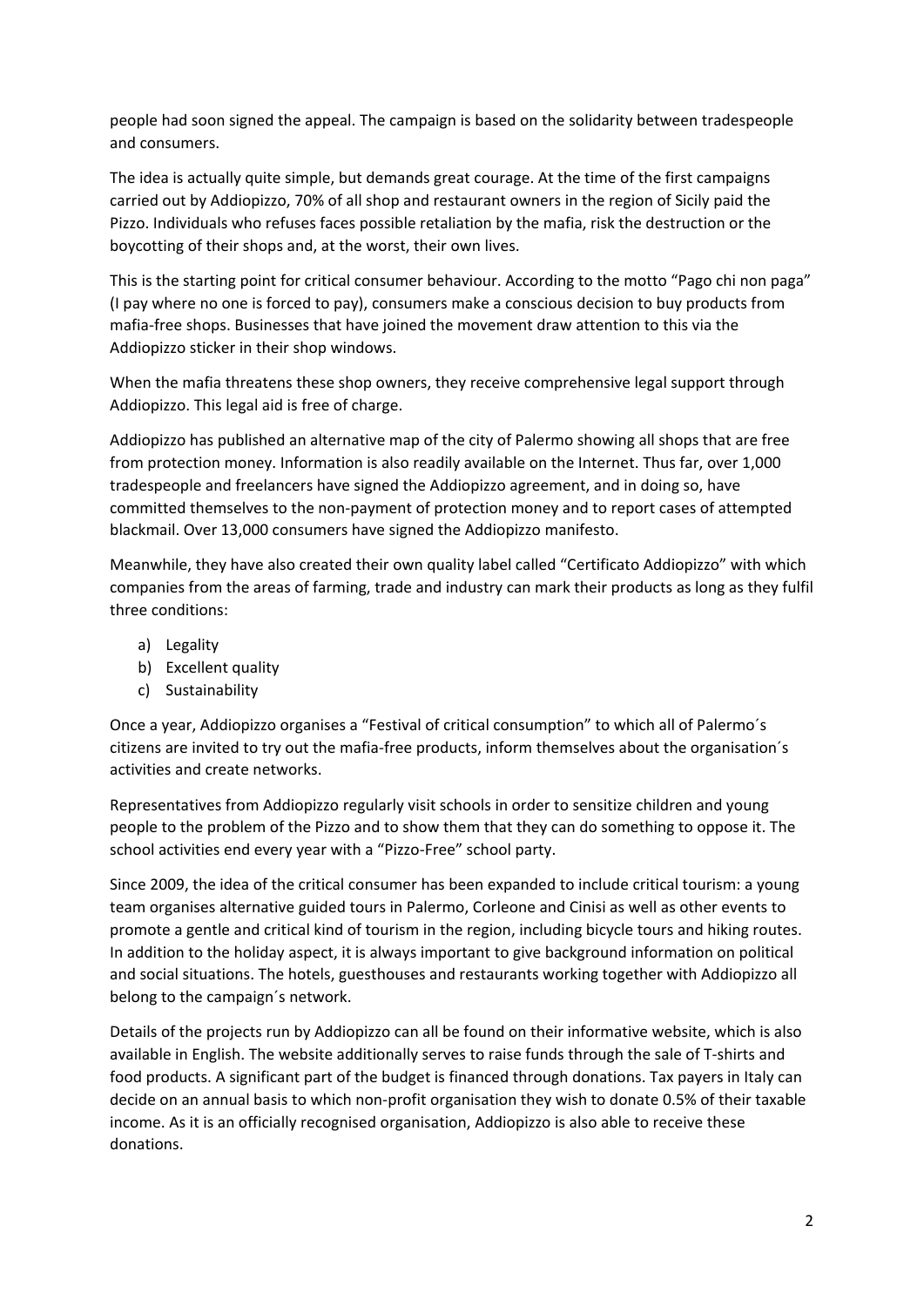people had soon signed the appeal. The campaign is based on the solidarity between tradespeople and consumers.

The idea is actually quite simple, but demands great courage. At the time of the first campaigns carried out by Addiopizzo, 70% of all shop and restaurant owners in the region of Sicily paid the Pizzo. Individuals who refuses faces possible retaliation by the mafia, risk the destruction or the boycotting of their shops and, at the worst, their own lives.

This is the starting point for critical consumer behaviour. According to the motto "Pago chi non paga" (I pay where no one is forced to pay), consumers make a conscious decision to buy products from mafia-free shops. Businesses that have joined the movement draw attention to this via the Addiopizzo sticker in their shop windows.

When the mafia threatens these shop owners, they receive comprehensive legal support through Addiopizzo. This legal aid is free of charge.

Addiopizzo has published an alternative map of the city of Palermo showing all shops that are free from protection money. Information is also readily available on the Internet. Thus far, over 1,000 tradespeople and freelancers have signed the Addiopizzo agreement, and in doing so, have committed themselves to the non-payment of protection money and to report cases of attempted blackmail. Over 13,000 consumers have signed the Addiopizzo manifesto.

Meanwhile, they have also created their own quality label called "Certificato Addiopizzo" with which companies from the areas of farming, trade and industry can mark their products as long as they fulfil three conditions:

a) Legality
b) Excellent quality
c) Sustainability

Once a year, Addiopizzo organises a "Festival of critical consumption" to which all of Palermo´s citizens are invited to try out the mafia-free products, inform themselves about the organisation´s activities and create networks.

Representatives from Addiopizzo regularly visit schools in order to sensitize children and young people to the problem of the Pizzo and to show them that they can do something to oppose it. The school activities end every year with a "Pizzo-Free" school party.

Since 2009, the idea of the critical consumer has been expanded to include critical tourism: a young team organises alternative guided tours in Palermo, Corleone and Cinisi as well as other events to promote a gentle and critical kind of tourism in the region, including bicycle tours and hiking routes. In addition to the holiday aspect, it is always important to give background information on political and social situations. The hotels, guesthouses and restaurants working together with Addiopizzo all belong to the campaign´s network.

Details of the projects run by Addiopizzo can all be found on their informative website, which is also available in English. The website additionally serves to raise funds through the sale of T-shirts and food products. A significant part of the budget is financed through donations. Tax payers in Italy can decide on an annual basis to which non-profit organisation they wish to donate 0.5% of their taxable income. As it is an officially recognised organisation, Addiopizzo is also able to receive these donations.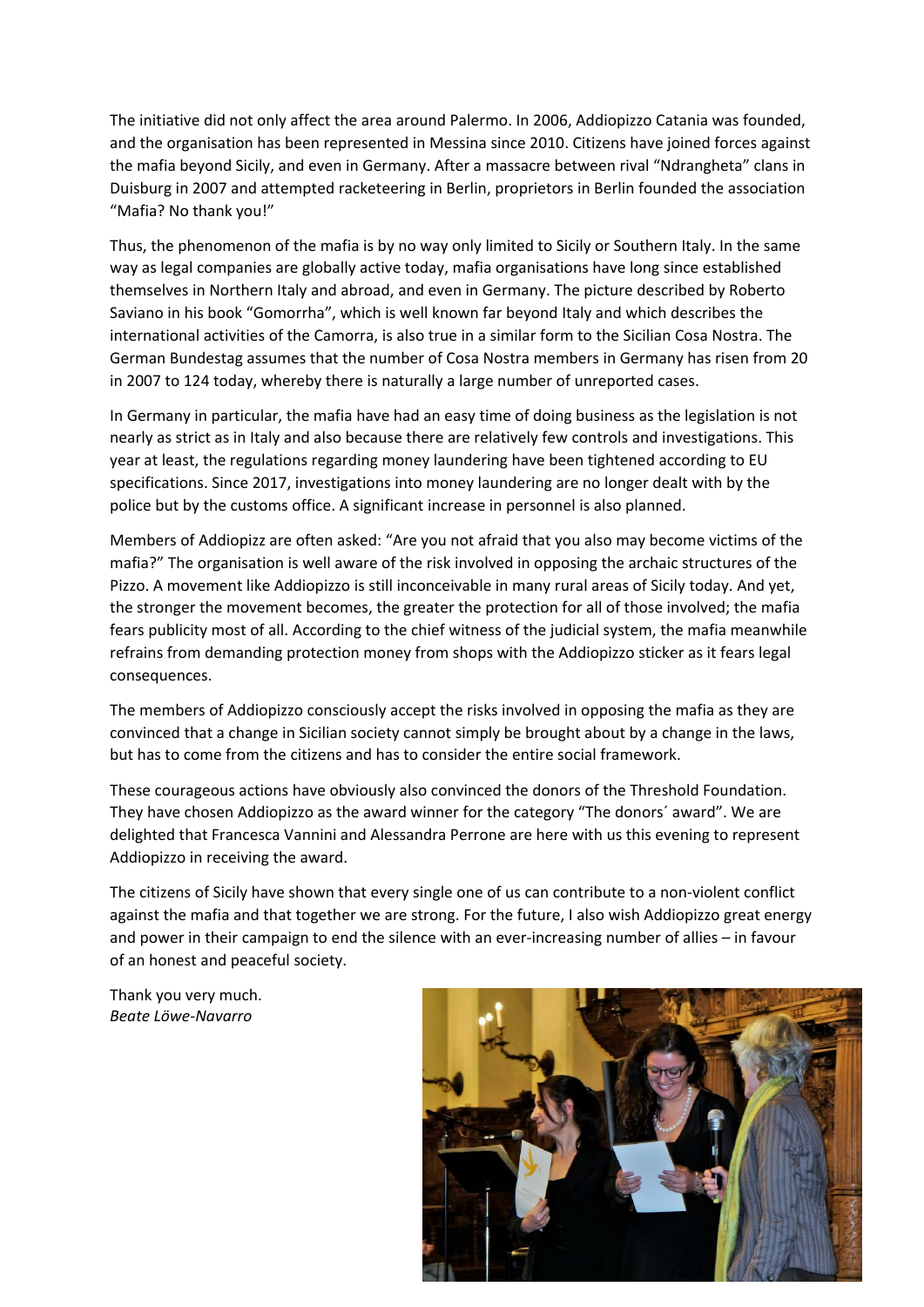The initiative did not only affect the area around Palermo. In 2006, Addiopizzo Catania was founded, and the organisation has been represented in Messina since 2010. Citizens have joined forces against the mafia beyond Sicily, and even in Germany. After a massacre between rival "Ndrangheta" clans in Duisburg in 2007 and attempted racketeering in Berlin, proprietors in Berlin founded the association "Mafia? No thank you!"

Thus, the phenomenon of the mafia is by no way only limited to Sicily or Southern Italy. In the same way as legal companies are globally active today, mafia organisations have long since established themselves in Northern Italy and abroad, and even in Germany. The picture described by Roberto Saviano in his book "Gomorrha", which is well known far beyond Italy and which describes the international activities of the Camorra, is also true in a similar form to the Sicilian Cosa Nostra. The German Bundestag assumes that the number of Cosa Nostra members in Germany has risen from 20 in 2007 to 124 today, whereby there is naturally a large number of unreported cases.

In Germany in particular, the mafia have had an easy time of doing business as the legislation is not nearly as strict as in Italy and also because there are relatively few controls and investigations. This year at least, the regulations regarding money laundering have been tightened according to EU specifications. Since 2017, investigations into money laundering are no longer dealt with by the police but by the customs office. A significant increase in personnel is also planned.

Members of Addiopizz are often asked: "Are you not afraid that you also may become victims of the mafia?" The organisation is well aware of the risk involved in opposing the archaic structures of the Pizzo. A movement like Addiopizzo is still inconceivable in many rural areas of Sicily today. And yet, the stronger the movement becomes, the greater the protection for all of those involved; the mafia fears publicity most of all. According to the chief witness of the judicial system, the mafia meanwhile refrains from demanding protection money from shops with the Addiopizzo sticker as it fears legal consequences.

The members of Addiopizzo consciously accept the risks involved in opposing the mafia as they are convinced that a change in Sicilian society cannot simply be brought about by a change in the laws, but has to come from the citizens and has to consider the entire social framework.

These courageous actions have obviously also convinced the donors of the Threshold Foundation. They have chosen Addiopizzo as the award winner for the category "The donors´ award". We are delighted that Francesca Vannini and Alessandra Perrone are here with us this evening to represent Addiopizzo in receiving the award.

The citizens of Sicily have shown that every single one of us can contribute to a non-violent conflict against the mafia and that together we are strong. For the future, I also wish Addiopizzo great energy and power in their campaign to end the silence with an ever-increasing number of allies – in favour of an honest and peaceful society.

Thank you very much.
*Beate Löwe-Navarro*